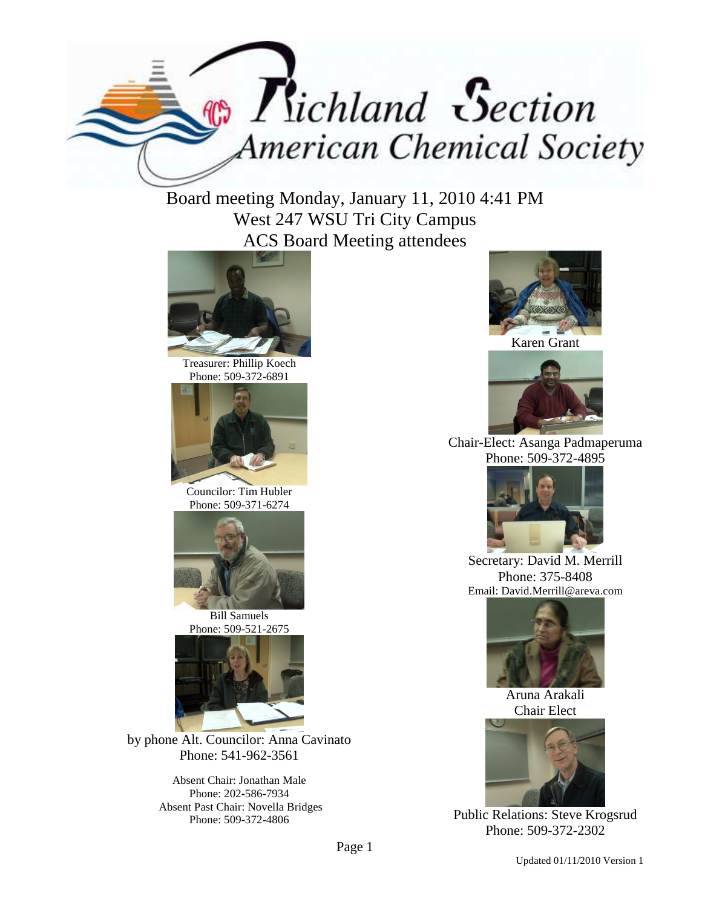# Richland Section American Chemical Society

Board meeting Monday, January 11, 2010 4:41 PM
West 247 WSU Tri City Campus
ACS Board Meeting attendees

Treasurer: Phillip Koech
Phone: 509-372-6891

Councilor: Tim Hubler
Phone: 509-371-6274

Bill Samuels
Phone: 509-521-2675

by phone Alt. Councilor: Anna Cavinato
Phone: 541-962-3561

Absent Chair: Jonathan Male
Phone: 202-586-7934
Absent Past Chair: Novella Bridges
Phone: 509-372-4806

Karen Grant

Chair-Elect: Asanga Padmaperuma
Phone: 509-372-4895

Secretary: David M. Merrill
Phone: 375-8408
Email: David.Merrill@areva.com

Aruna Arakali
Chair Elect

Public Relations: Steve Krogsrud
Phone: 509-372-2302

Updated 01/11/2010 Version 1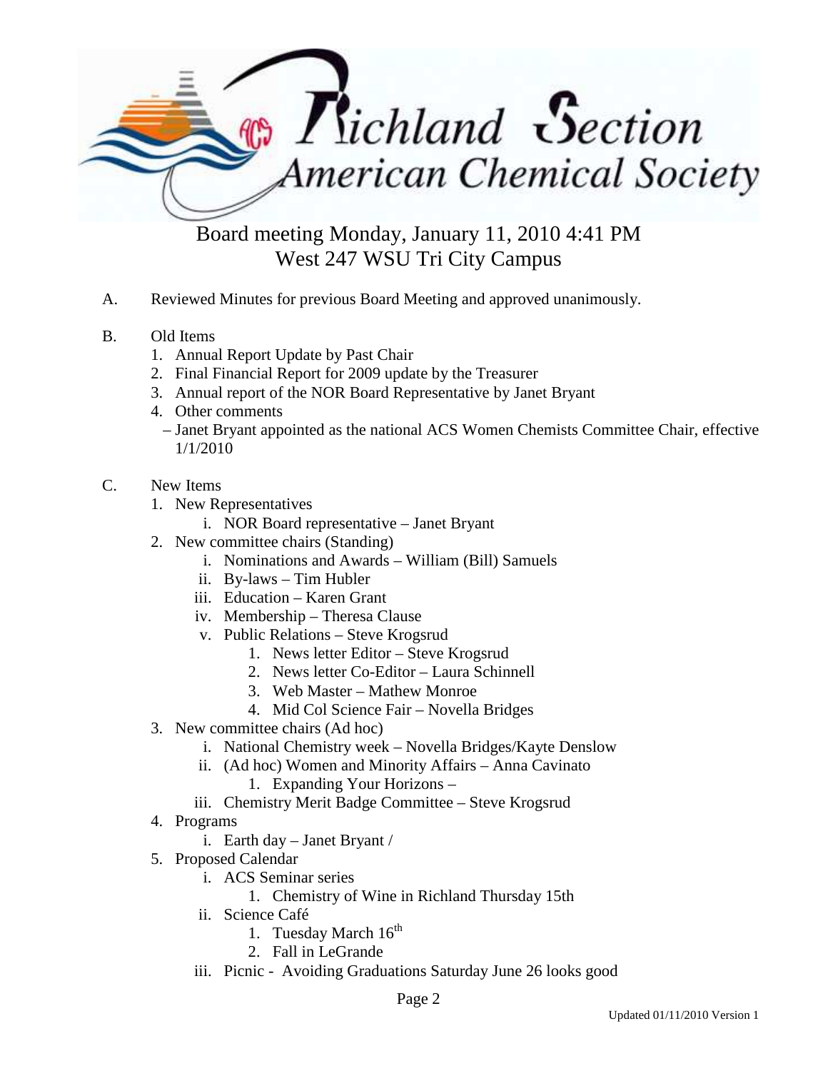# Richland Section American Chemical Society

## Board meeting Monday, January 11, 2010 4:41 PM
## West 247 WSU Tri City Campus

A. Reviewed Minutes for previous Board Meeting and approved unanimously.

B. Old Items
   1. Annual Report Update by Past Chair
   2. Final Financial Report for 2009 update by the Treasurer
   3. Annual report of the NOR Board Representative by Janet Bryant
   4. Other comments
      – Janet Bryant appointed as the national ACS Women Chemists Committee Chair, effective 1/1/2010

C. New Items
   1. New Representatives
      i. NOR Board representative – Janet Bryant
   2. New committee chairs (Standing)
      i. Nominations and Awards – William (Bill) Samuels
      ii. By-laws – Tim Hubler
      iii. Education – Karen Grant
      iv. Membership – Theresa Clause
      v. Public Relations – Steve Krogsrud
         1. News letter Editor – Steve Krogsrud
         2. News letter Co-Editor – Laura Schinnell
         3. Web Master – Mathew Monroe
         4. Mid Col Science Fair – Novella Bridges
   3. New committee chairs (Ad hoc)
      i. National Chemistry week – Novella Bridges/Kayte Denslow
      ii. (Ad hoc) Women and Minority Affairs – Anna Cavinato
         1. Expanding Your Horizons –
      iii. Chemistry Merit Badge Committee – Steve Krogsrud
   4. Programs
      i. Earth day – Janet Bryant /
   5. Proposed Calendar
      i. ACS Seminar series
         1. Chemistry of Wine in Richland Thursday 15th
      ii. Science Café
         1. Tuesday March 16th
         2. Fall in LeGrande
      iii. Picnic - Avoiding Graduations Saturday June 26 looks good

Updated 01/11/2010 Version 1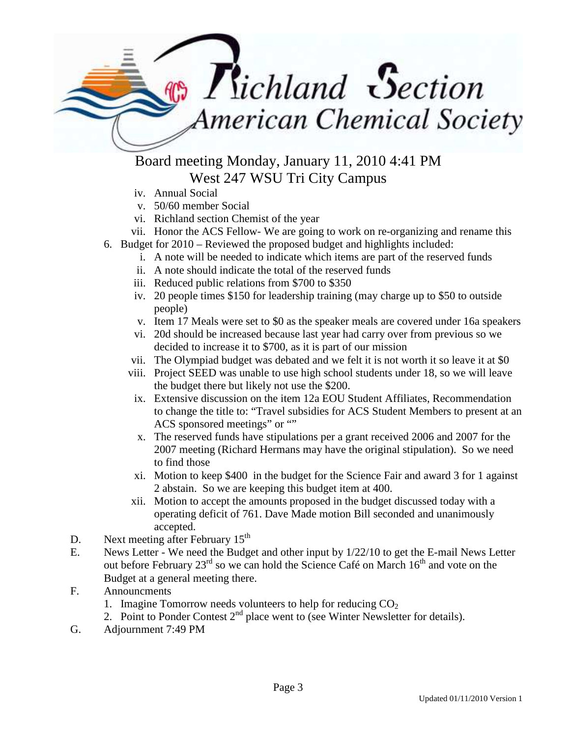# Richland Section American Chemical Society

## Board meeting Monday, January 11, 2010 4:41 PM
## West 247 WSU Tri City Campus

   iv. Annual Social
   v. 50/60 member Social
   vi. Richland section Chemist of the year
   vii. Honor the ACS Fellow- We are going to work on re-organizing and rename this

6. Budget for 2010 – Reviewed the proposed budget and highlights included:
   i. A note will be needed to indicate which items are part of the reserved funds
   ii. A note should indicate the total of the reserved funds
   iii. Reduced public relations from $700 to $350
   iv. 20 people times $150 for leadership training (may charge up to $50 to outside people)
   v. Item 17 Meals were set to $0 as the speaker meals are covered under 16a speakers
   vi. 20d should be increased because last year had carry over from previous so we decided to increase it to $700, as it is part of our mission
   vii. The Olympiad budget was debated and we felt it is not worth it so leave it at $0
   viii. Project SEED was unable to use high school students under 18, so we will leave the budget there but likely not use the $200.
   ix. Extensive discussion on the item 12a EOU Student Affiliates, Recommendation to change the title to: "Travel subsidies for ACS Student Members to present at an ACS sponsored meetings" or ""
   x. The reserved funds have stipulations per a grant received 2006 and 2007 for the 2007 meeting (Richard Hermans may have the original stipulation). So we need to find those
   xi. Motion to keep $400 in the budget for the Science Fair and award 3 for 1 against 2 abstain. So we are keeping this budget item at 400.
   xii. Motion to accept the amounts proposed in the budget discussed today with a operating deficit of 761. Dave Made motion Bill seconded and unanimously accepted.

D. Next meeting after February 15th

E. News Letter - We need the Budget and other input by 1/22/10 to get the E-mail News Letter out before February 23rd so we can hold the Science Café on March 16th and vote on the Budget at a general meeting there.

F. Announcments
   1. Imagine Tomorrow needs volunteers to help for reducing $CO_2$
   2. Point to Ponder Contest 2nd place went to (see Winter Newsletter for details).

G. Adjournment 7:49 PM

Updated 01/11/2010 Version 1